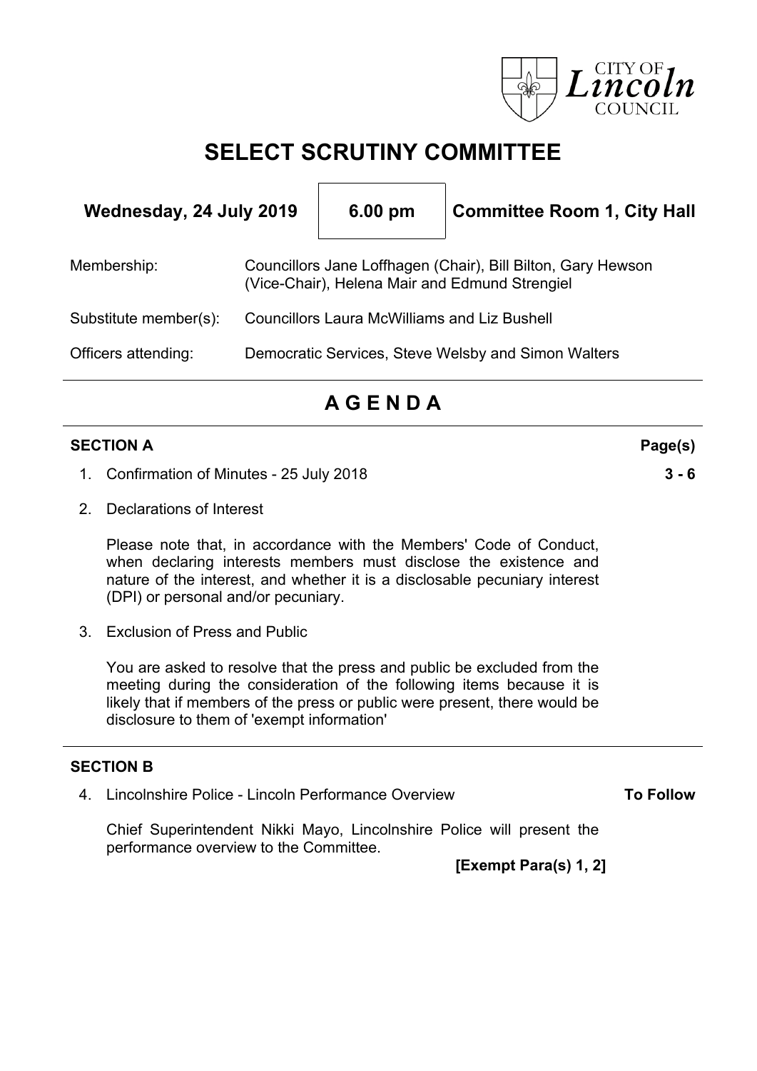# SELECT SCRUTINY COMMITTEE

**Wednesday, 24 July 2019** | **6.00 pm** | **Committee Room 1, City Hall**

| | |
|---|---|
| Membership: | Councillors Jane Loffhagen (Chair), Bill Bilton, Gary Hewson (Vice-Chair), Helena Mair and Edmund Strengiel |
| Substitute member(s): | Councillors Laura McWilliams and Liz Bushell |
| Officers attending: | Democratic Services, Steve Welsby and Simon Walters |

## A G E N D A

**SECTION A** — **Page(s)**

1. Confirmation of Minutes - 25 July 2018 — **3 - 6**

2. Declarations of Interest

   Please note that, in accordance with the Members' Code of Conduct, when declaring interests members must disclose the existence and nature of the interest, and whether it is a disclosable pecuniary interest (DPI) or personal and/or pecuniary.

3. Exclusion of Press and Public

   You are asked to resolve that the press and public be excluded from the meeting during the consideration of the following items because it is likely that if members of the press or public were present, there would be disclosure to them of 'exempt information'

**SECTION B**

4. Lincolnshire Police - Lincoln Performance Overview — **To Follow**

   Chief Superintendent Nikki Mayo, Lincolnshire Police will present the performance overview to the Committee.

   **[Exempt Para(s) 1, 2]**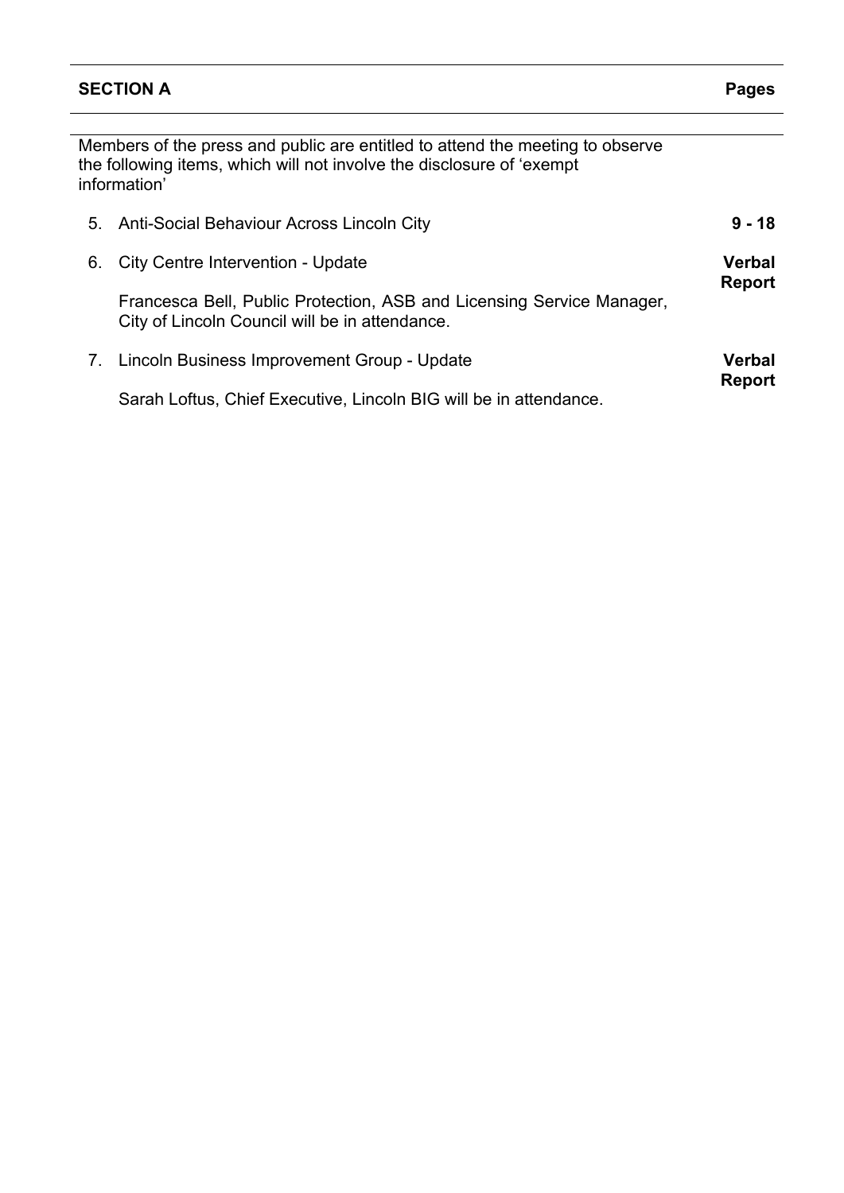| **SECTION A** | | **Pages** |
|---|---|---|
| Members of the press and public are entitled to attend the meeting to observe the following items, which will not involve the disclosure of 'exempt information' | | |
| 5. | Anti-Social Behaviour Across Lincoln City | **9 - 18** |
| 6. | City Centre Intervention - Update<br><br>Francesca Bell, Public Protection, ASB and Licensing Service Manager, City of Lincoln Council will be in attendance. | **Verbal Report** |
| 7. | Lincoln Business Improvement Group - Update<br><br>Sarah Loftus, Chief Executive, Lincoln BIG will be in attendance. | **Verbal Report** |